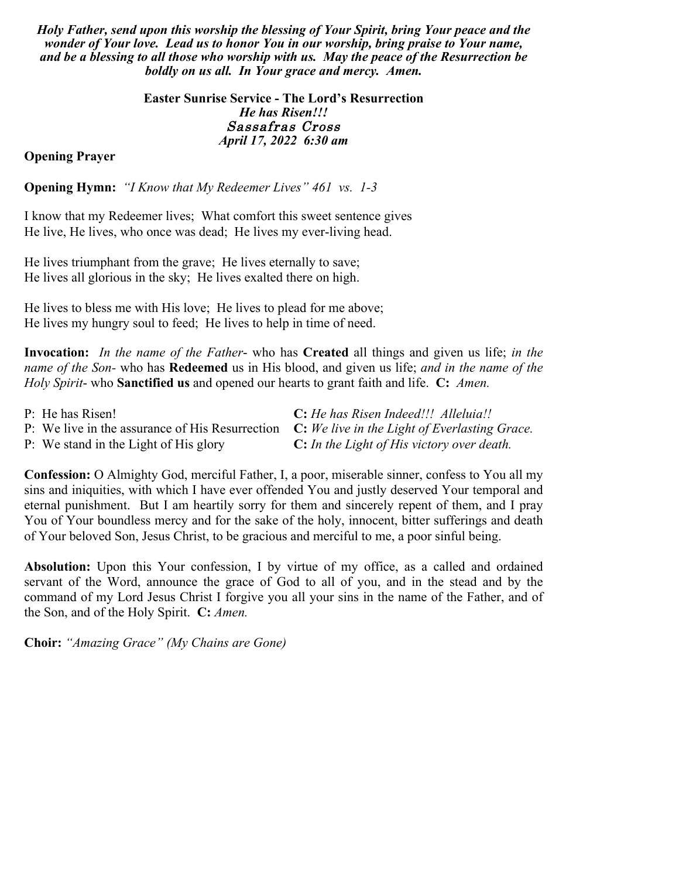***Holy Father, send upon this worship the blessing of Your Spirit, bring Your peace and the wonder of Your love. Lead us to honor You in our worship, bring praise to Your name, and be a blessing to all those who worship with us. May the peace of the Resurrection be boldly on us all. In Your grace and mercy. Amen.***

**Easter Sunrise Service - The Lord's Resurrection**
***He has Risen!!!***
*Sassafras Cross*
***April 17, 2022 6:30 am***

**Opening Prayer**

**Opening Hymn:** *"I Know that My Redeemer Lives" 461 vs. 1-3*

I know that my Redeemer lives; What comfort this sweet sentence gives
He live, He lives, who once was dead; He lives my ever-living head.

He lives triumphant from the grave; He lives eternally to save;
He lives all glorious in the sky; He lives exalted there on high.

He lives to bless me with His love; He lives to plead for me above;
He lives my hungry soul to feed; He lives to help in time of need.

**Invocation:** *In the name of the Father*- who has **Created** all things and given us life; *in the name of the Son-* who has **Redeemed** us in His blood, and given us life; *and in the name of the Holy Spirit*- who **Sanctified us** and opened our hearts to grant faith and life. **C:** *Amen.*

P: He has Risen! **C:** *He has Risen Indeed!!! Alleluia!!*
P: We live in the assurance of His Resurrection **C:** *We live in the Light of Everlasting Grace.*
P: We stand in the Light of His glory **C:** *In the Light of His victory over death.*

**Confession:** O Almighty God, merciful Father, I, a poor, miserable sinner, confess to You all my sins and iniquities, with which I have ever offended You and justly deserved Your temporal and eternal punishment. But I am heartily sorry for them and sincerely repent of them, and I pray You of Your boundless mercy and for the sake of the holy, innocent, bitter sufferings and death of Your beloved Son, Jesus Christ, to be gracious and merciful to me, a poor sinful being.

**Absolution:** Upon this Your confession, I by virtue of my office, as a called and ordained servant of the Word, announce the grace of God to all of you, and in the stead and by the command of my Lord Jesus Christ I forgive you all your sins in the name of the Father, and of the Son, and of the Holy Spirit. **C:** *Amen.*

**Choir:** *"Amazing Grace" (My Chains are Gone)*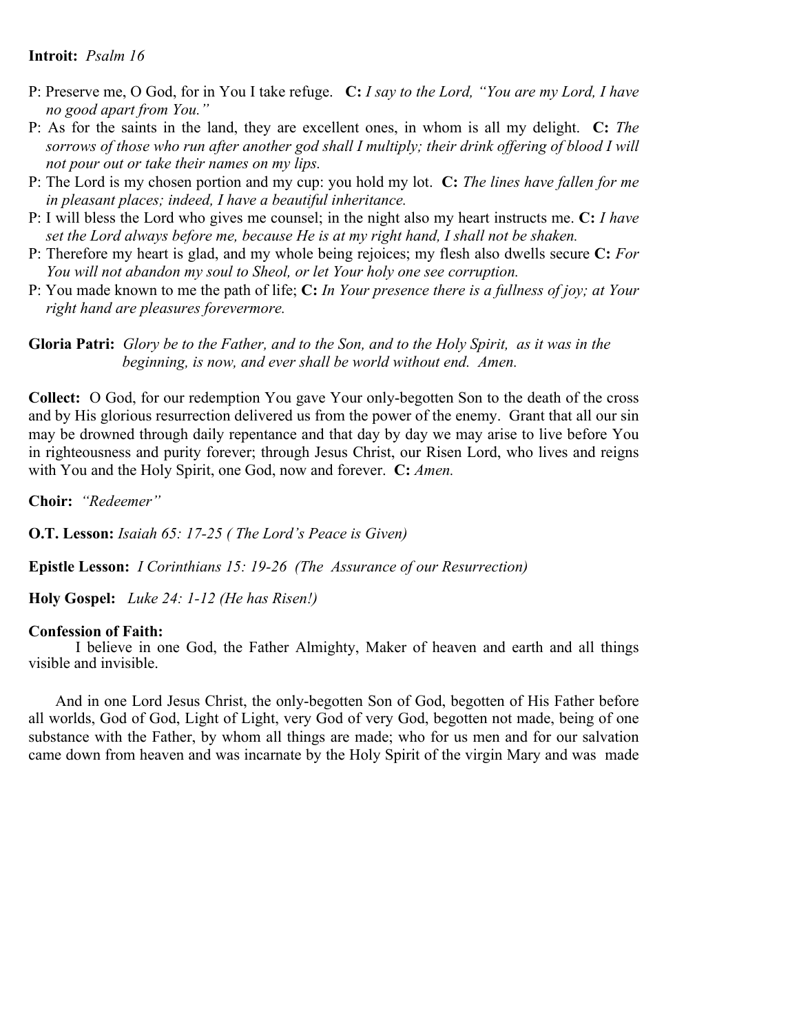**Introit:** *Psalm 16*

P: Preserve me, O God, for in You I take refuge. **C:** *I say to the Lord, "You are my Lord, I have no good apart from You."*

P: As for the saints in the land, they are excellent ones, in whom is all my delight. **C:** *The sorrows of those who run after another god shall I multiply; their drink offering of blood I will not pour out or take their names on my lips.*

P: The Lord is my chosen portion and my cup: you hold my lot. **C:** *The lines have fallen for me in pleasant places; indeed, I have a beautiful inheritance.*

P: I will bless the Lord who gives me counsel; in the night also my heart instructs me. **C:** *I have set the Lord always before me, because He is at my right hand, I shall not be shaken.*

P: Therefore my heart is glad, and my whole being rejoices; my flesh also dwells secure **C:** *For You will not abandon my soul to Sheol, or let Your holy one see corruption.*

P: You made known to me the path of life; **C:** *In Your presence there is a fullness of joy; at Your right hand are pleasures forevermore.*

**Gloria Patri:** *Glory be to the Father, and to the Son, and to the Holy Spirit, as it was in the beginning, is now, and ever shall be world without end. Amen.*

**Collect:** O God, for our redemption You gave Your only-begotten Son to the death of the cross and by His glorious resurrection delivered us from the power of the enemy. Grant that all our sin may be drowned through daily repentance and that day by day we may arise to live before You in righteousness and purity forever; through Jesus Christ, our Risen Lord, who lives and reigns with You and the Holy Spirit, one God, now and forever. **C:** *Amen.*

**Choir:** *"Redeemer"*

**O.T. Lesson:** *Isaiah 65: 17-25 ( The Lord's Peace is Given)*

**Epistle Lesson:** *I Corinthians 15: 19-26 (The Assurance of our Resurrection)*

**Holy Gospel:** *Luke 24: 1-12 (He has Risen!)*

**Confession of Faith:**

I believe in one God, the Father Almighty, Maker of heaven and earth and all things visible and invisible.

And in one Lord Jesus Christ, the only-begotten Son of God, begotten of His Father before all worlds, God of God, Light of Light, very God of very God, begotten not made, being of one substance with the Father, by whom all things are made; who for us men and for our salvation came down from heaven and was incarnate by the Holy Spirit of the virgin Mary and was made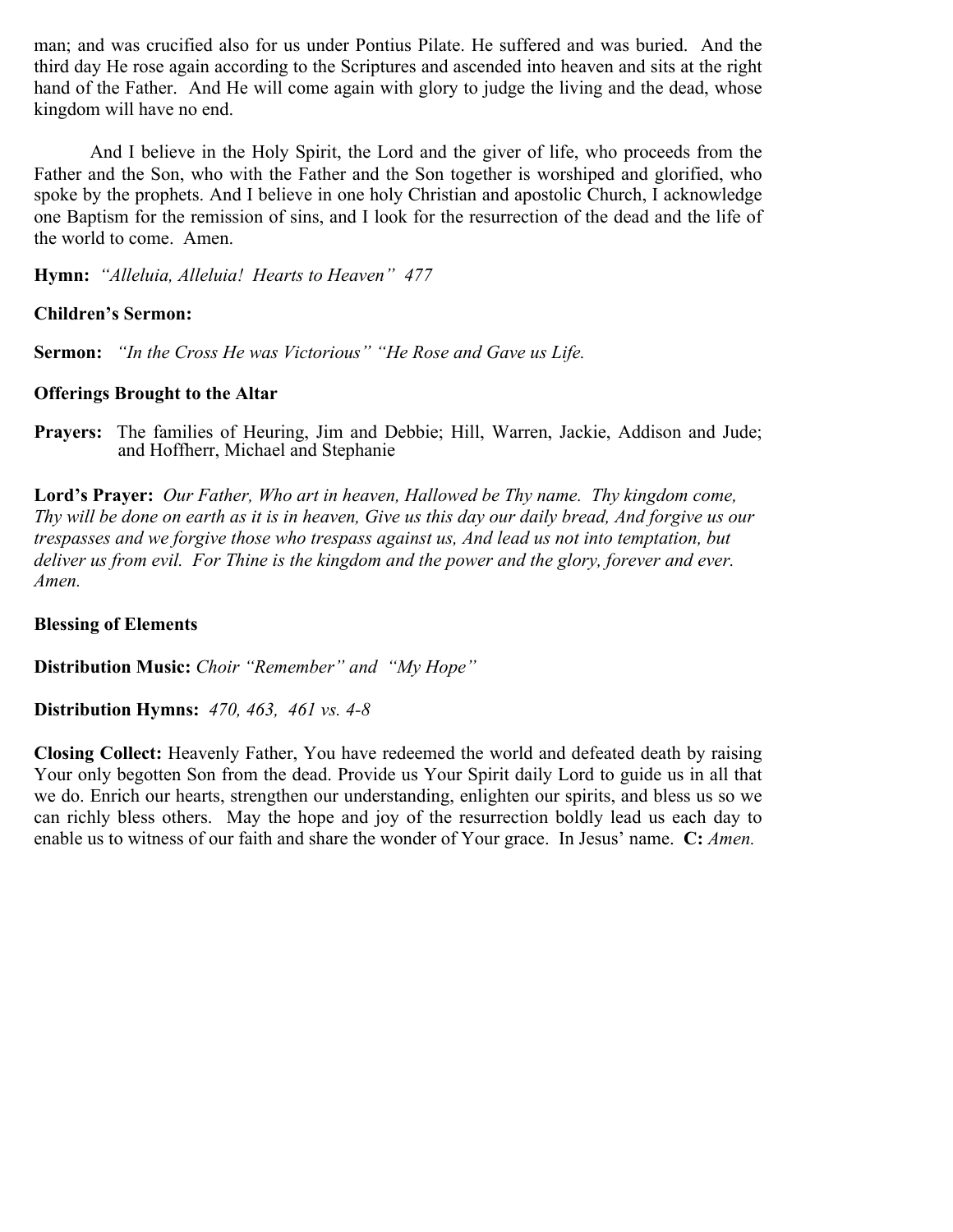man; and was crucified also for us under Pontius Pilate. He suffered and was buried. And the third day He rose again according to the Scriptures and ascended into heaven and sits at the right hand of the Father. And He will come again with glory to judge the living and the dead, whose kingdom will have no end.

And I believe in the Holy Spirit, the Lord and the giver of life, who proceeds from the Father and the Son, who with the Father and the Son together is worshiped and glorified, who spoke by the prophets. And I believe in one holy Christian and apostolic Church, I acknowledge one Baptism for the remission of sins, and I look for the resurrection of the dead and the life of the world to come. Amen.

**Hymn:** *"Alleluia, Alleluia! Hearts to Heaven" 477*

**Children's Sermon:**

**Sermon:** *"In the Cross He was Victorious" "He Rose and Gave us Life.*

**Offerings Brought to the Altar**

**Prayers:** The families of Heuring, Jim and Debbie; Hill, Warren, Jackie, Addison and Jude; and Hoffherr, Michael and Stephanie

**Lord's Prayer:** *Our Father, Who art in heaven, Hallowed be Thy name. Thy kingdom come, Thy will be done on earth as it is in heaven, Give us this day our daily bread, And forgive us our trespasses and we forgive those who trespass against us, And lead us not into temptation, but deliver us from evil. For Thine is the kingdom and the power and the glory, forever and ever. Amen.*

**Blessing of Elements**

**Distribution Music:** *Choir "Remember" and "My Hope"*

**Distribution Hymns:** *470, 463, 461 vs. 4-8*

**Closing Collect:** Heavenly Father, You have redeemed the world and defeated death by raising Your only begotten Son from the dead. Provide us Your Spirit daily Lord to guide us in all that we do. Enrich our hearts, strengthen our understanding, enlighten our spirits, and bless us so we can richly bless others. May the hope and joy of the resurrection boldly lead us each day to enable us to witness of our faith and share the wonder of Your grace. In Jesus' name. **C:** *Amen.*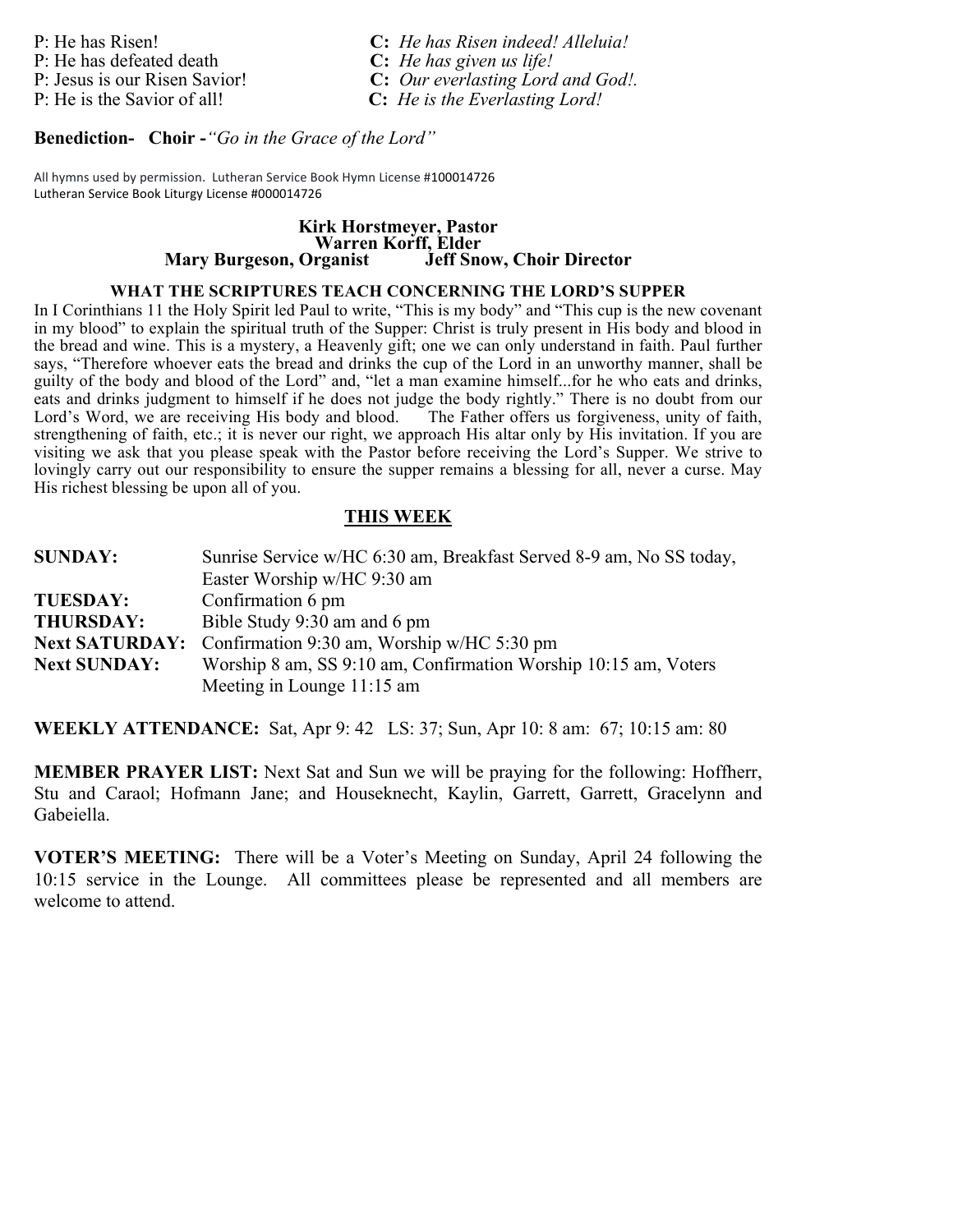P: He has Risen! **C:** *He has Risen indeed! Alleluia!*
P: He has defeated death **C:** *He has given us life!*
P: Jesus is our Risen Savior! **C:** *Our everlasting Lord and God!.*
P: He is the Savior of all! **C:** *He is the Everlasting Lord!*

**Benediction- Choir -***"Go in the Grace of the Lord"*

All hymns used by permission. Lutheran Service Book Hymn License #100014726
Lutheran Service Book Liturgy License #000014726

**Kirk Horstmeyer, Pastor**
**Warren Korff, Elder**
**Mary Burgeson, Organist Jeff Snow, Choir Director**

**WHAT THE SCRIPTURES TEACH CONCERNING THE LORD'S SUPPER**

In I Corinthians 11 the Holy Spirit led Paul to write, "This is my body" and "This cup is the new covenant in my blood" to explain the spiritual truth of the Supper: Christ is truly present in His body and blood in the bread and wine. This is a mystery, a Heavenly gift; one we can only understand in faith. Paul further says, "Therefore whoever eats the bread and drinks the cup of the Lord in an unworthy manner, shall be guilty of the body and blood of the Lord" and, "let a man examine himself...for he who eats and drinks, eats and drinks judgment to himself if he does not judge the body rightly." There is no doubt from our Lord's Word, we are receiving His body and blood. The Father offers us forgiveness, unity of faith, strengthening of faith, etc.; it is never our right, we approach His altar only by His invitation. If you are visiting we ask that you please speak with the Pastor before receiving the Lord's Supper. We strive to lovingly carry out our responsibility to ensure the supper remains a blessing for all, never a curse. May His richest blessing be upon all of you.

**THIS WEEK**

| | |
|---|---|
| **SUNDAY:** | Sunrise Service w/HC 6:30 am, Breakfast Served 8-9 am, No SS today, Easter Worship w/HC 9:30 am |
| **TUESDAY:** | Confirmation 6 pm |
| **THURSDAY:** | Bible Study 9:30 am and 6 pm |
| **Next SATURDAY:** | Confirmation 9:30 am, Worship w/HC 5:30 pm |
| **Next SUNDAY:** | Worship 8 am, SS 9:10 am, Confirmation Worship 10:15 am, Voters Meeting in Lounge 11:15 am |

**WEEKLY ATTENDANCE:** Sat, Apr 9: 42 LS: 37; Sun, Apr 10: 8 am: 67; 10:15 am: 80

**MEMBER PRAYER LIST:** Next Sat and Sun we will be praying for the following: Hoffherr, Stu and Caraol; Hofmann Jane; and Houseknecht, Kaylin, Garrett, Garrett, Gracelynn and Gabeiella.

**VOTER'S MEETING:** There will be a Voter's Meeting on Sunday, April 24 following the 10:15 service in the Lounge. All committees please be represented and all members are welcome to attend.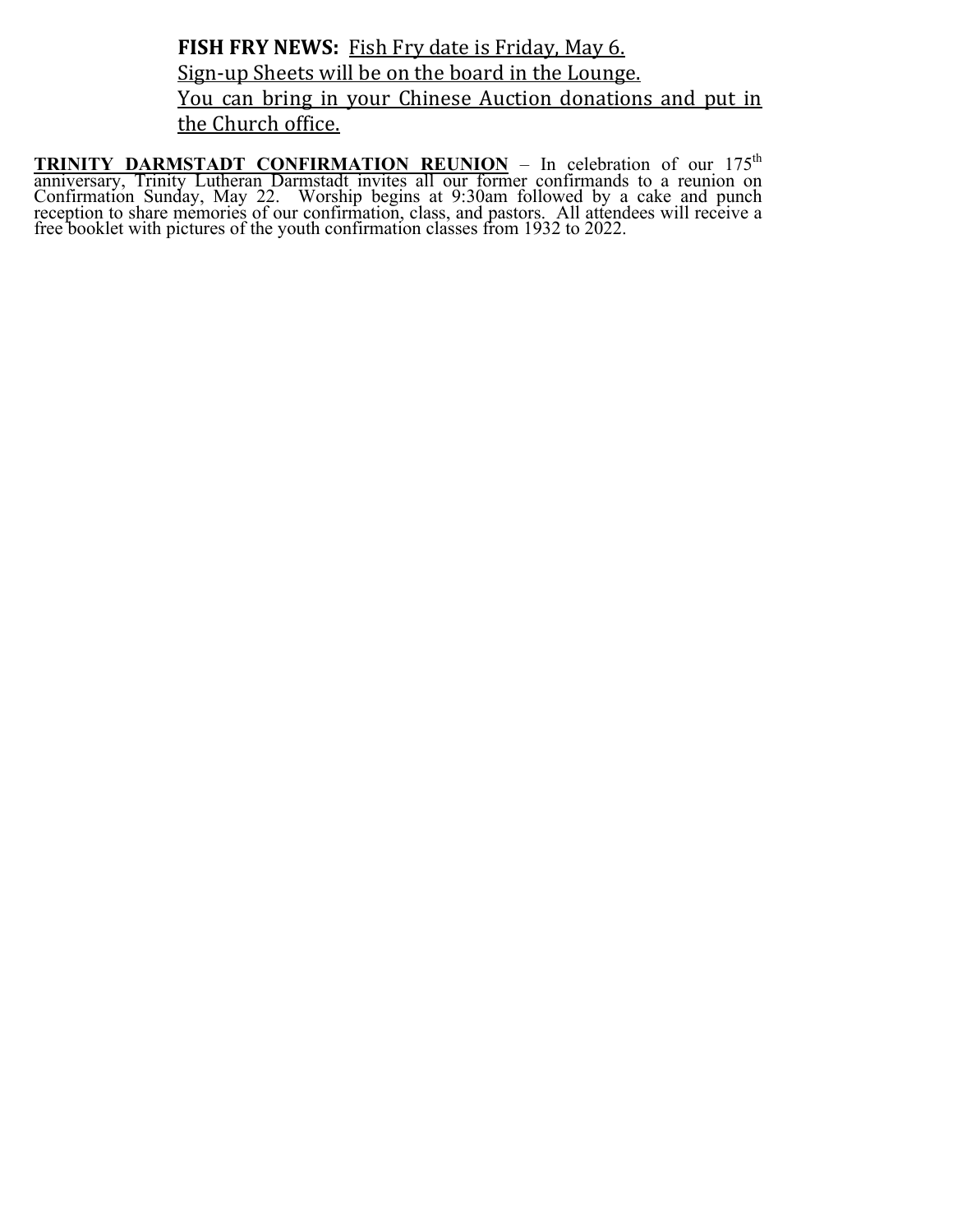**FISH FRY NEWS:** Fish Fry date is Friday, May 6.
Sign-up Sheets will be on the board in the Lounge.
You can bring in your Chinese Auction donations and put in the Church office.

**TRINITY DARMSTADT CONFIRMATION REUNION** – In celebration of our 175th anniversary, Trinity Lutheran Darmstadt invites all our former confirmands to a reunion on Confirmation Sunday, May 22. Worship begins at 9:30am followed by a cake and punch reception to share memories of our confirmation, class, and pastors. All attendees will receive a free booklet with pictures of the youth confirmation classes from 1932 to 2022.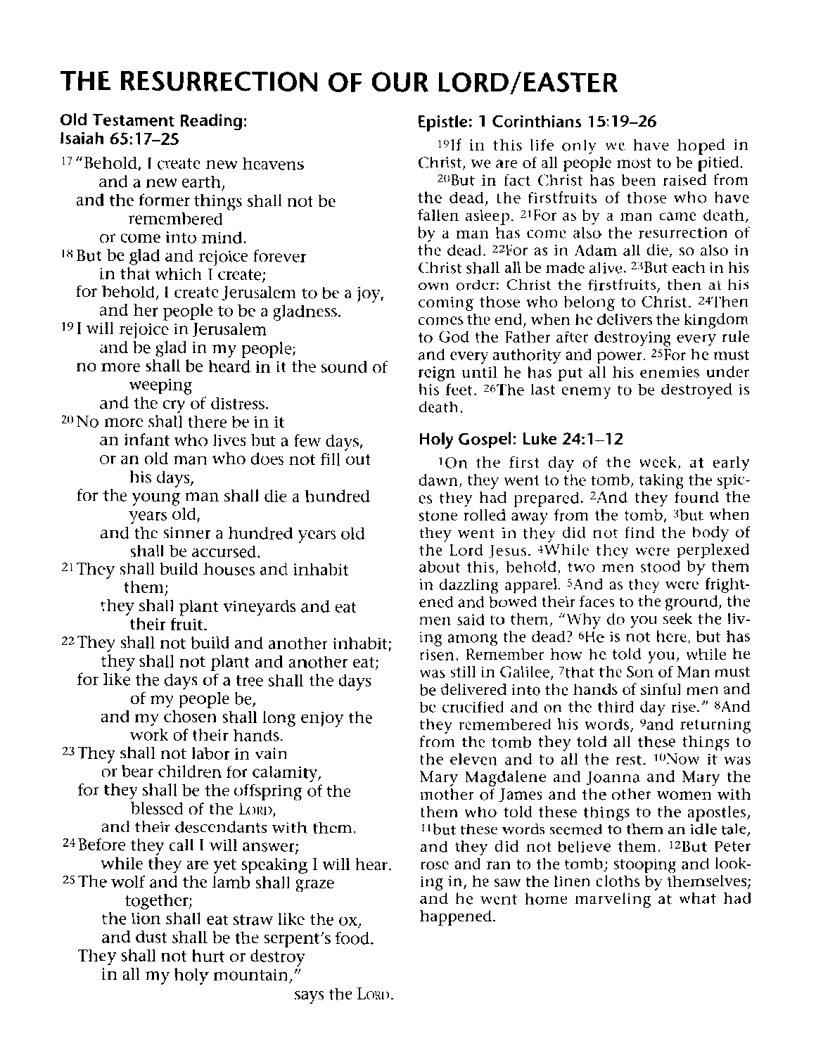# THE RESURRECTION OF OUR LORD/EASTER

## Old Testament Reading: Isaiah 65:17–25

17 "Behold, I create new heavens
and a new earth,
and the former things shall not be remembered
or come into mind.
18 But be glad and rejoice forever
in that which I create;
for behold, I create Jerusalem to be a joy,
and her people to be a gladness.
19 I will rejoice in Jerusalem
and be glad in my people;
no more shall be heard in it the sound of weeping
and the cry of distress.
20 No more shall there be in it
an infant who lives but a few days,
or an old man who does not fill out his days,
for the young man shall die a hundred years old,
and the sinner a hundred years old shall be accursed.
21 They shall build houses and inhabit them;
they shall plant vineyards and eat their fruit.
22 They shall not build and another inhabit;
they shall not plant and another eat;
for like the days of a tree shall the days of my people be,
and my chosen shall long enjoy the work of their hands.
23 They shall not labor in vain
or bear children for calamity,
for they shall be the offspring of the blessed of the LORD,
and their descendants with them.
24 Before they call I will answer;
while they are yet speaking I will hear.
25 The wolf and the lamb shall graze together;
the lion shall eat straw like the ox,
and dust shall be the serpent's food.
They shall not hurt or destroy
in all my holy mountain,"
says the LORD.

## Epistle: 1 Corinthians 15:19–26

19 If in this life only we have hoped in Christ, we are of all people most to be pitied.

20 But in fact Christ has been raised from the dead, the firstfruits of those who have fallen asleep. 21 For as by a man came death, by a man has come also the resurrection of the dead. 22 For as in Adam all die, so also in Christ shall all be made alive. 23 But each in his own order: Christ the firstfruits, then at his coming those who belong to Christ. 24 Then comes the end, when he delivers the kingdom to God the Father after destroying every rule and every authority and power. 25 For he must reign until he has put all his enemies under his feet. 26 The last enemy to be destroyed is death.

## Holy Gospel: Luke 24:1–12

1 On the first day of the week, at early dawn, they went to the tomb, taking the spices they had prepared. 2 And they found the stone rolled away from the tomb, 3 but when they went in they did not find the body of the Lord Jesus. 4 While they were perplexed about this, behold, two men stood by them in dazzling apparel. 5 And as they were frightened and bowed their faces to the ground, the men said to them, "Why do you seek the living among the dead? 6 He is not here, but has risen. Remember how he told you, while he was still in Galilee, 7 that the Son of Man must be delivered into the hands of sinful men and be crucified and on the third day rise." 8 And they remembered his words, 9 and returning from the tomb they told all these things to the eleven and to all the rest. 10 Now it was Mary Magdalene and Joanna and Mary the mother of James and the other women with them who told these things to the apostles, 11 but these words seemed to them an idle tale, and they did not believe them. 12 But Peter rose and ran to the tomb; stooping and looking in, he saw the linen cloths by themselves; and he went home marveling at what had happened.